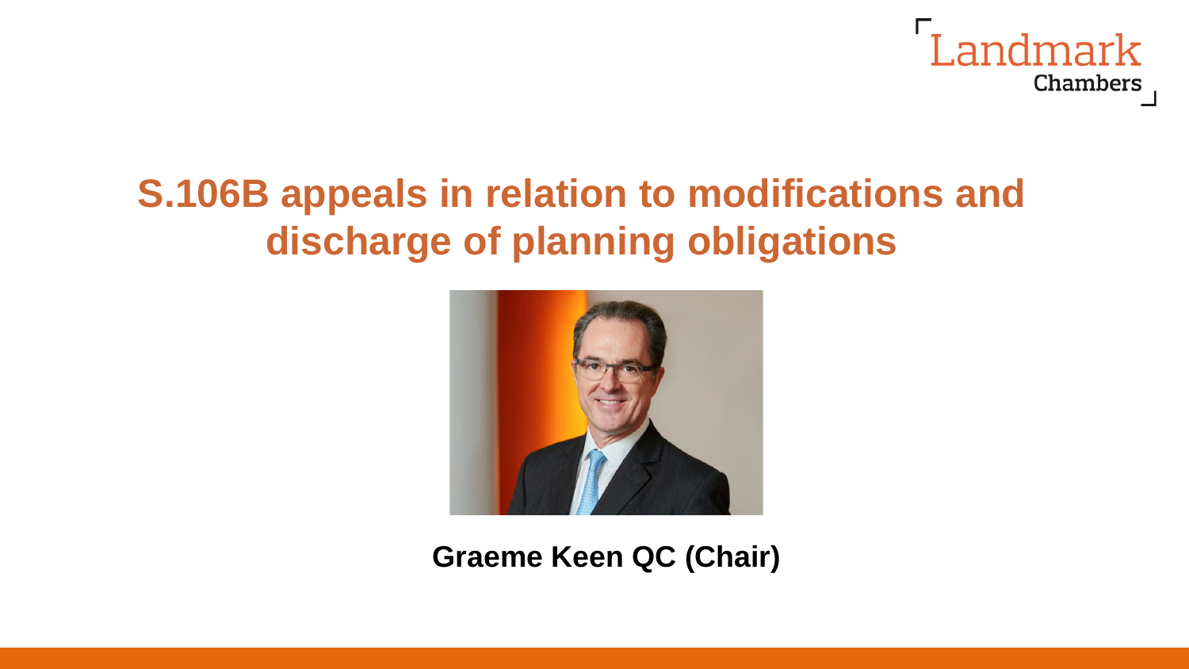Landmark Chambers

# S.106B appeals in relation to modifications and discharge of planning obligations

**Graeme Keen QC (Chair)**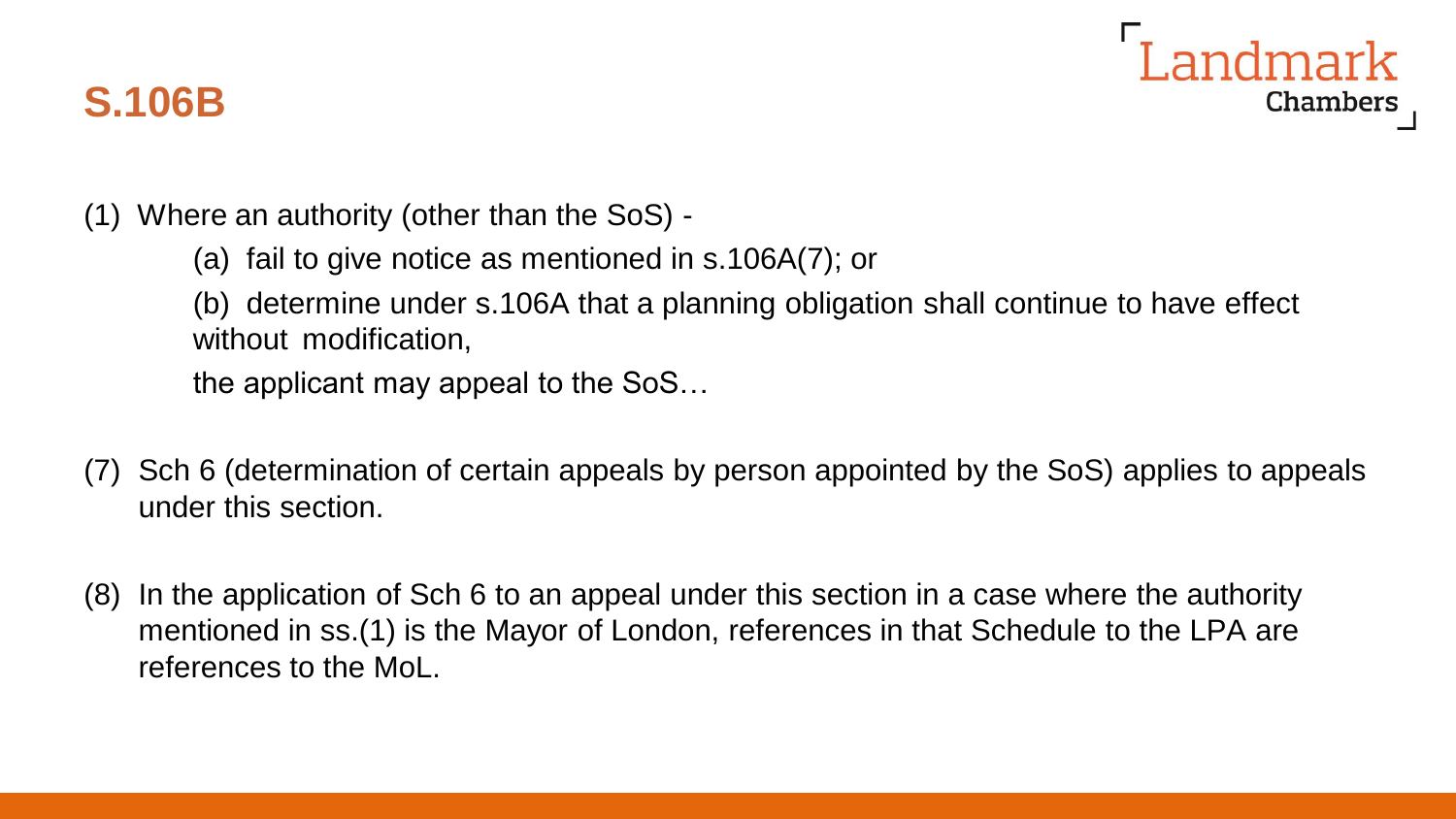## S.106B

(1) Where an authority (other than the SoS) -

(a) fail to give notice as mentioned in s.106A(7); or

(b) determine under s.106A that a planning obligation shall continue to have effect without modification,

the applicant may appeal to the SoS…

(7) Sch 6 (determination of certain appeals by person appointed by the SoS) applies to appeals under this section.

(8) In the application of Sch 6 to an appeal under this section in a case where the authority mentioned in ss.(1) is the Mayor of London, references in that Schedule to the LPA are references to the MoL.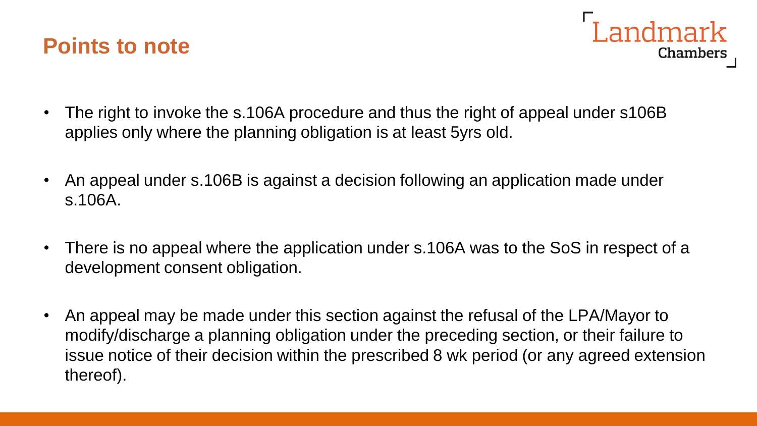## Points to note

- The right to invoke the s.106A procedure and thus the right of appeal under s106B applies only where the planning obligation is at least 5yrs old.
- An appeal under s.106B is against a decision following an application made under s.106A.
- There is no appeal where the application under s.106A was to the SoS in respect of a development consent obligation.
- An appeal may be made under this section against the refusal of the LPA/Mayor to modify/discharge a planning obligation under the preceding section, or their failure to issue notice of their decision within the prescribed 8 wk period (or any agreed extension thereof).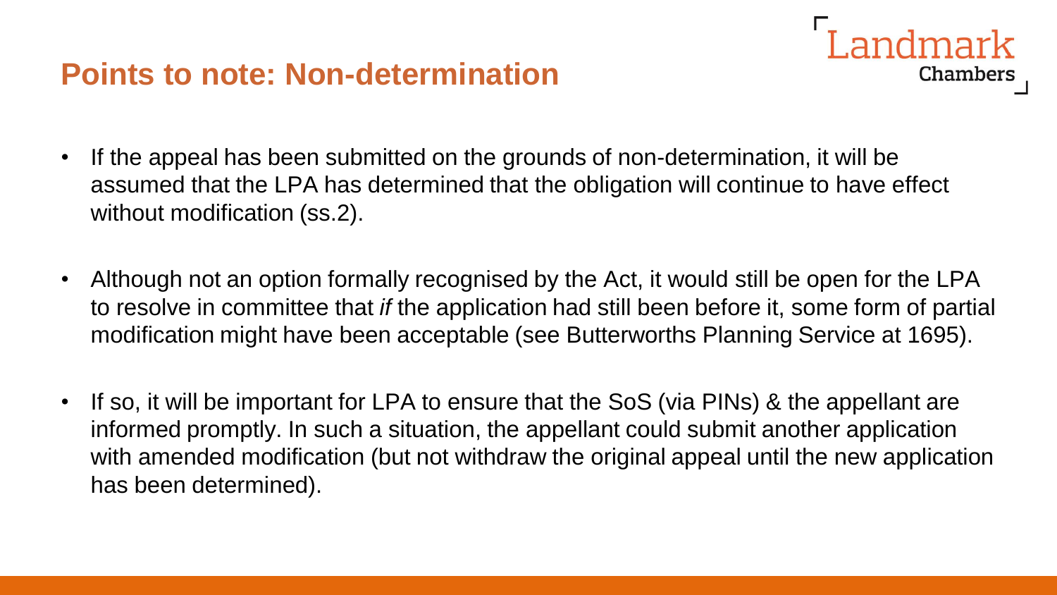## Points to note: Non-determination

- If the appeal has been submitted on the grounds of non-determination, it will be assumed that the LPA has determined that the obligation will continue to have effect without modification (ss.2).

- Although not an option formally recognised by the Act, it would still be open for the LPA to resolve in committee that *if* the application had still been before it, some form of partial modification might have been acceptable (see Butterworths Planning Service at 1695).

- If so, it will be important for LPA to ensure that the SoS (via PINs) & the appellant are informed promptly. In such a situation, the appellant could submit another application with amended modification (but not withdraw the original appeal until the new application has been determined).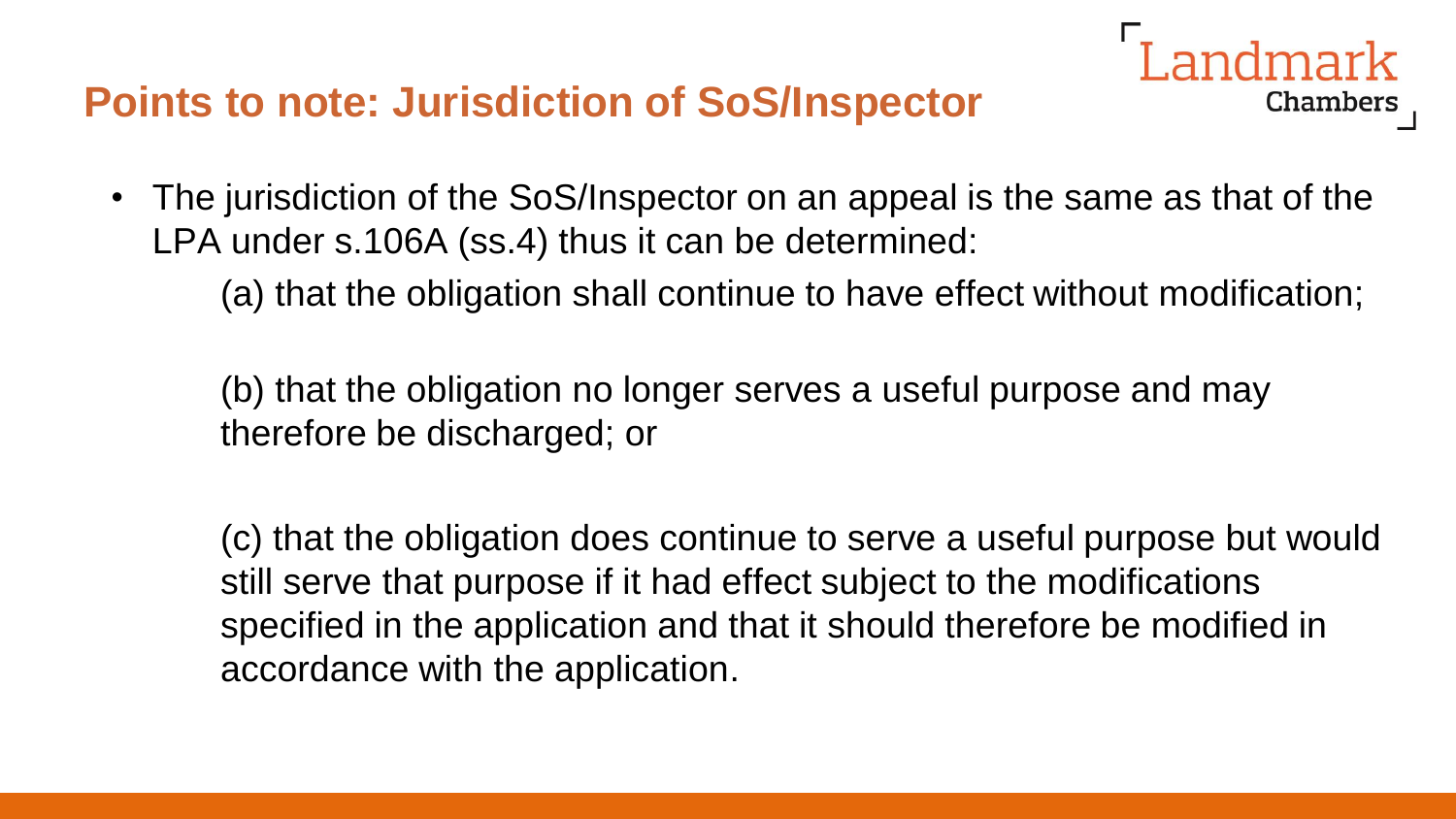## Points to note: Jurisdiction of SoS/Inspector

- The jurisdiction of the SoS/Inspector on an appeal is the same as that of the LPA under s.106A (ss.4) thus it can be determined:

  (a) that the obligation shall continue to have effect without modification;

  (b) that the obligation no longer serves a useful purpose and may therefore be discharged; or

  (c) that the obligation does continue to serve a useful purpose but would still serve that purpose if it had effect subject to the modifications specified in the application and that it should therefore be modified in accordance with the application.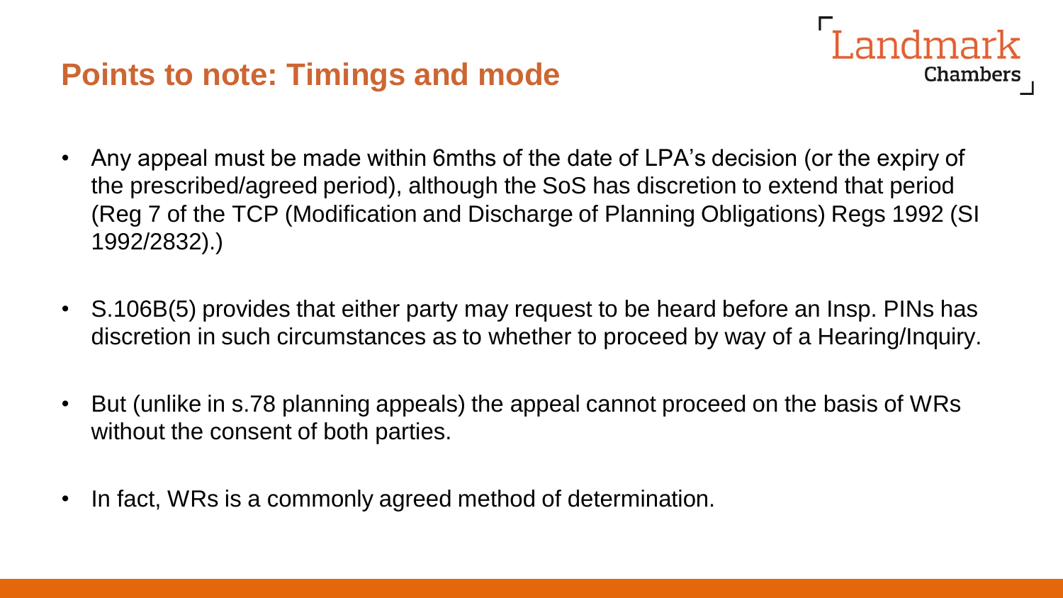## Points to note: Timings and mode

- Any appeal must be made within 6mths of the date of LPA's decision (or the expiry of the prescribed/agreed period), although the SoS has discretion to extend that period (Reg 7 of the TCP (Modification and Discharge of Planning Obligations) Regs 1992 (SI 1992/2832).)
- S.106B(5) provides that either party may request to be heard before an Insp. PINs has discretion in such circumstances as to whether to proceed by way of a Hearing/Inquiry.
- But (unlike in s.78 planning appeals) the appeal cannot proceed on the basis of WRs without the consent of both parties.
- In fact, WRs is a commonly agreed method of determination.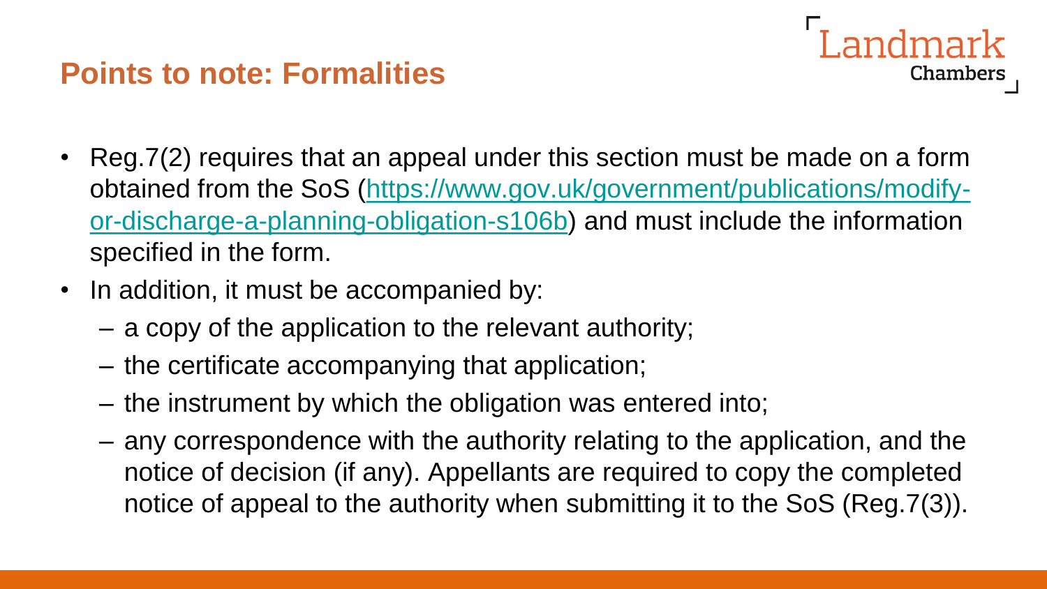## Points to note: Formalities

- Reg.7(2) requires that an appeal under this section must be made on a form obtained from the SoS ([https://www.gov.uk/government/publications/modify-or-discharge-a-planning-obligation-s106b](https://www.gov.uk/government/publications/modify-or-discharge-a-planning-obligation-s106b)) and must include the information specified in the form.
- In addition, it must be accompanied by:
  - a copy of the application to the relevant authority;
  - the certificate accompanying that application;
  - the instrument by which the obligation was entered into;
  - any correspondence with the authority relating to the application, and the notice of decision (if any). Appellants are required to copy the completed notice of appeal to the authority when submitting it to the SoS (Reg.7(3)).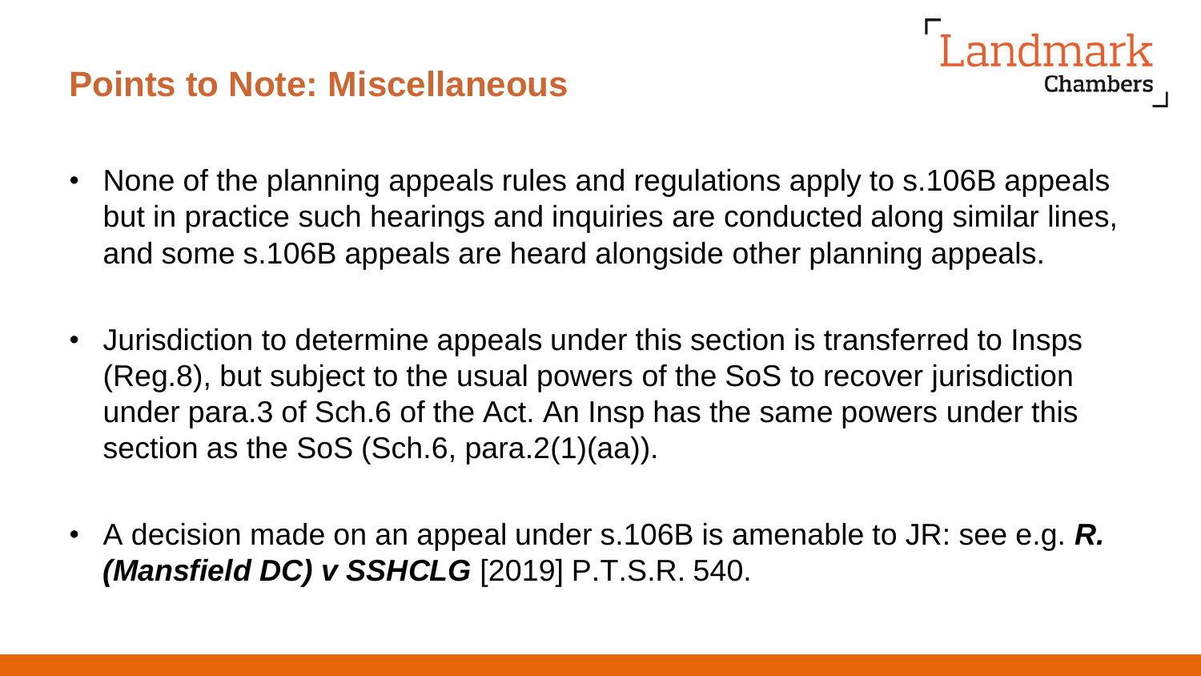# Points to Note: Miscellaneous

- None of the planning appeals rules and regulations apply to s.106B appeals but in practice such hearings and inquiries are conducted along similar lines, and some s.106B appeals are heard alongside other planning appeals.

- Jurisdiction to determine appeals under this section is transferred to Insps (Reg.8), but subject to the usual powers of the SoS to recover jurisdiction under para.3 of Sch.6 of the Act. An Insp has the same powers under this section as the SoS (Sch.6, para.2(1)(aa)).

- A decision made on an appeal under s.106B is amenable to JR: see e.g. ***R. (Mansfield DC) v SSHCLG*** [2019] P.T.S.R. 540.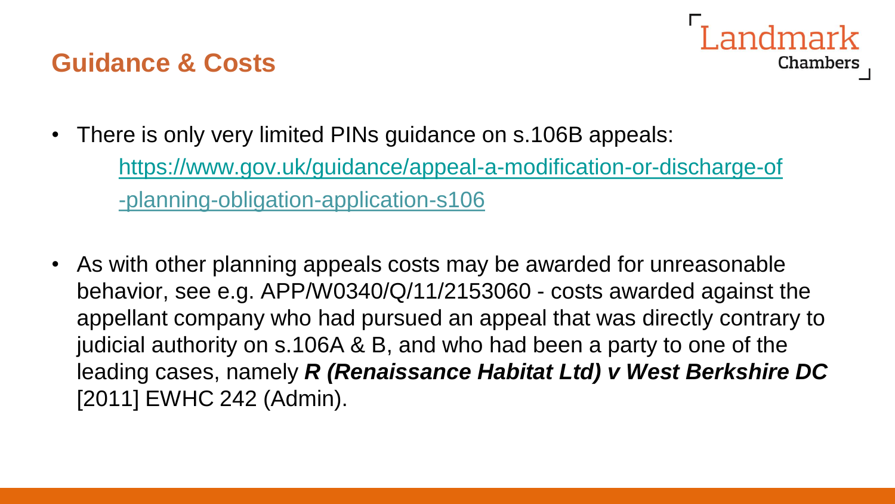## Guidance & Costs

- There is only very limited PINs guidance on s.106B appeals:
  https://www.gov.uk/guidance/appeal-a-modification-or-discharge-of-planning-obligation-application-s106

- As with other planning appeals costs may be awarded for unreasonable behavior, see e.g. APP/W0340/Q/11/2153060 - costs awarded against the appellant company who had pursued an appeal that was directly contrary to judicial authority on s.106A & B, and who had been a party to one of the leading cases, namely ***R (Renaissance Habitat Ltd) v West Berkshire DC*** [2011] EWHC 242 (Admin).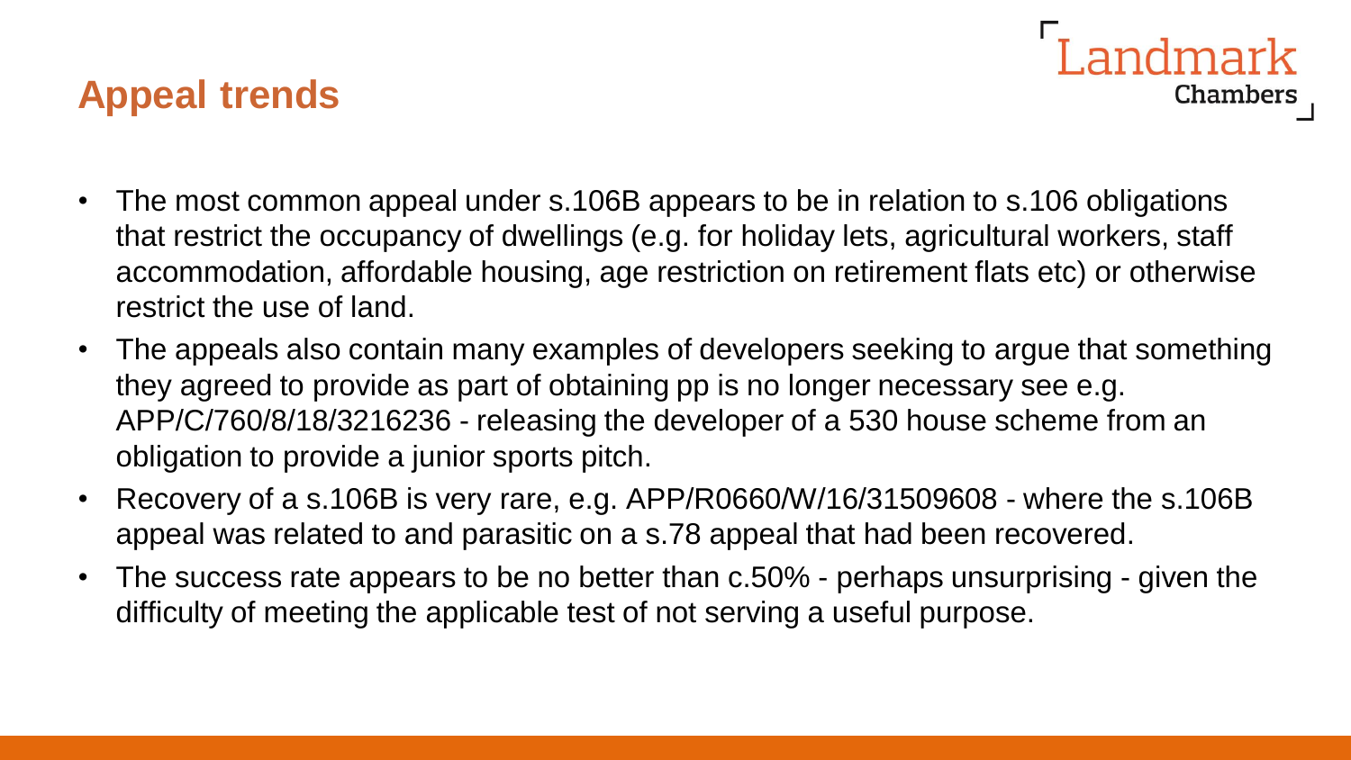## Appeal trends

- The most common appeal under s.106B appears to be in relation to s.106 obligations that restrict the occupancy of dwellings (e.g. for holiday lets, agricultural workers, staff accommodation, affordable housing, age restriction on retirement flats etc) or otherwise restrict the use of land.
- The appeals also contain many examples of developers seeking to argue that something they agreed to provide as part of obtaining pp is no longer necessary see e.g. APP/C/760/8/18/3216236 - releasing the developer of a 530 house scheme from an obligation to provide a junior sports pitch.
- Recovery of a s.106B is very rare, e.g. APP/R0660/W/16/31509608 - where the s.106B appeal was related to and parasitic on a s.78 appeal that had been recovered.
- The success rate appears to be no better than c.50% - perhaps unsurprising - given the difficulty of meeting the applicable test of not serving a useful purpose.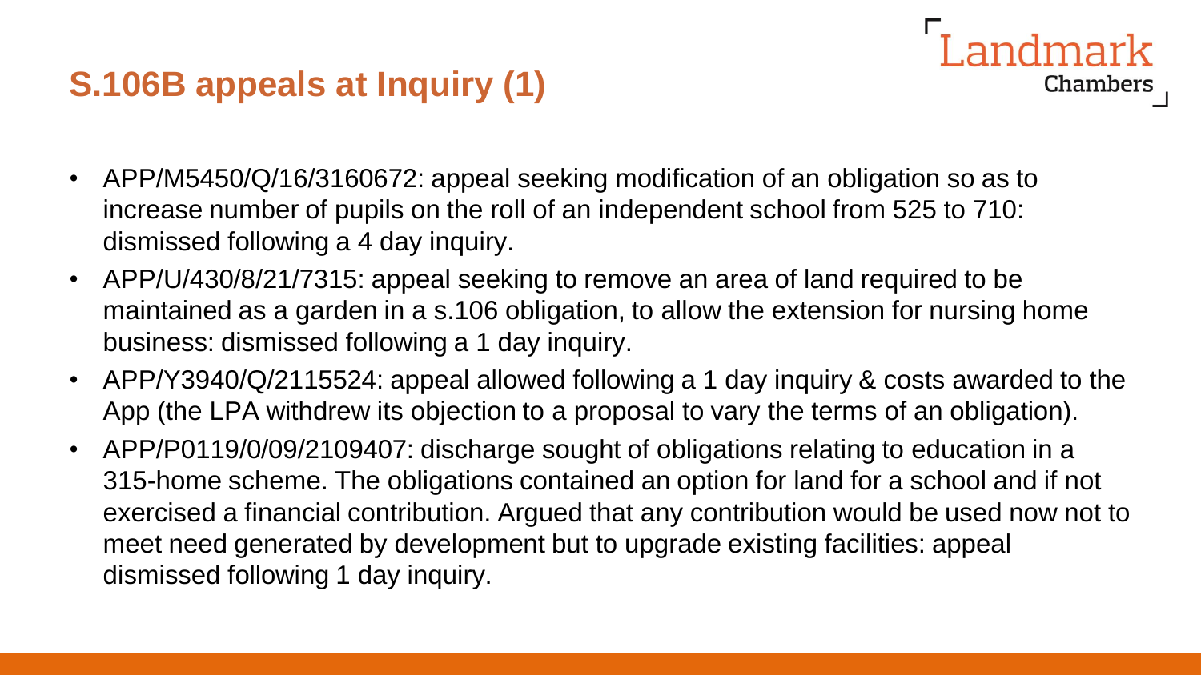## S.106B appeals at Inquiry (1)

- APP/M5450/Q/16/3160672: appeal seeking modification of an obligation so as to increase number of pupils on the roll of an independent school from 525 to 710: dismissed following a 4 day inquiry.
- APP/U/430/8/21/7315: appeal seeking to remove an area of land required to be maintained as a garden in a s.106 obligation, to allow the extension for nursing home business: dismissed following a 1 day inquiry.
- APP/Y3940/Q/2115524: appeal allowed following a 1 day inquiry & costs awarded to the App (the LPA withdrew its objection to a proposal to vary the terms of an obligation).
- APP/P0119/0/09/2109407: discharge sought of obligations relating to education in a 315-home scheme. The obligations contained an option for land for a school and if not exercised a financial contribution. Argued that any contribution would be used now not to meet need generated by development but to upgrade existing facilities: appeal dismissed following 1 day inquiry.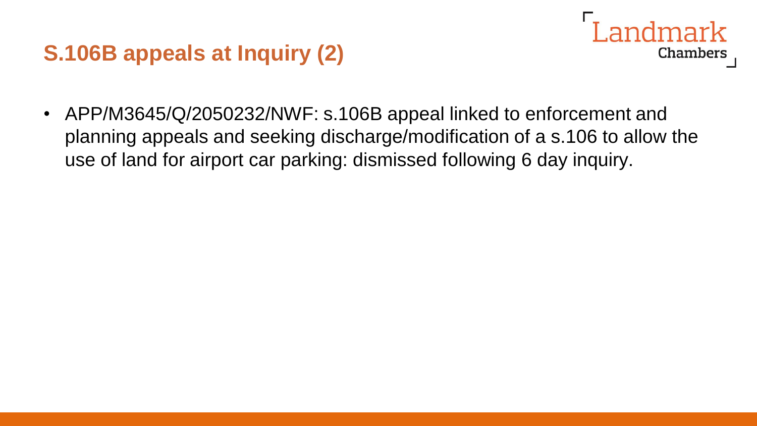## S.106B appeals at Inquiry (2)

- APP/M3645/Q/2050232/NWF: s.106B appeal linked to enforcement and planning appeals and seeking discharge/modification of a s.106 to allow the use of land for airport car parking: dismissed following 6 day inquiry.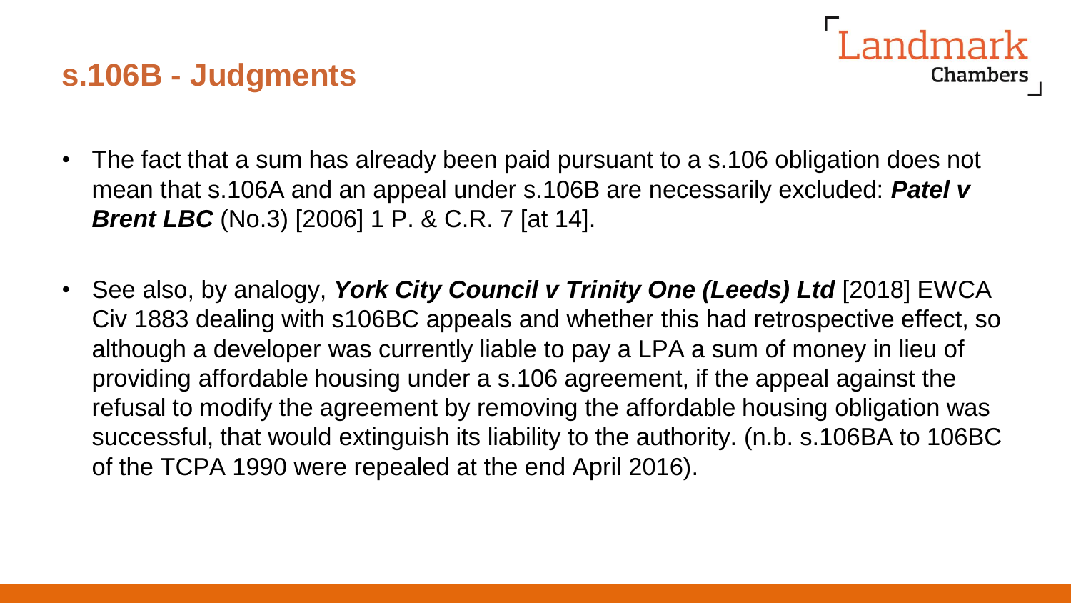## s.106B - Judgments

- The fact that a sum has already been paid pursuant to a s.106 obligation does not mean that s.106A and an appeal under s.106B are necessarily excluded: ***Patel v Brent LBC*** (No.3) [2006] 1 P. & C.R. 7 [at 14].

- See also, by analogy, ***York City Council v Trinity One (Leeds) Ltd*** [2018] EWCA Civ 1883 dealing with s106BC appeals and whether this had retrospective effect, so although a developer was currently liable to pay a LPA a sum of money in lieu of providing affordable housing under a s.106 agreement, if the appeal against the refusal to modify the agreement by removing the affordable housing obligation was successful, that would extinguish its liability to the authority. (n.b. s.106BA to 106BC of the TCPA 1990 were repealed at the end April 2016).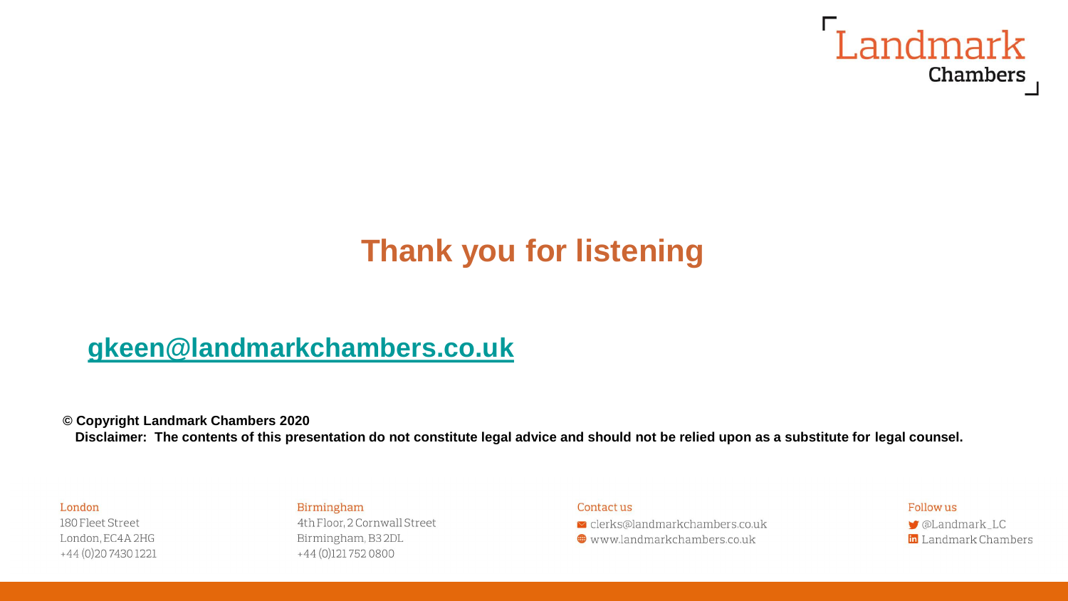Landmark Chambers

# Thank you for listening

**gkeen@landmarkchambers.co.uk**

**© Copyright Landmark Chambers 2020**

**Disclaimer: The contents of this presentation do not constitute legal advice and should not be relied upon as a substitute for legal counsel.**

London
180 Fleet Street
London, EC4A 2HG
+44 (0)20 7430 1221

Birmingham
4th Floor, 2 Cornwall Street
Birmingham, B3 2DL
+44 (0)121 752 0800

Contact us
clerks@landmarkchambers.co.uk
www.landmarkchambers.co.uk

Follow us
@Landmark_LC
Landmark Chambers